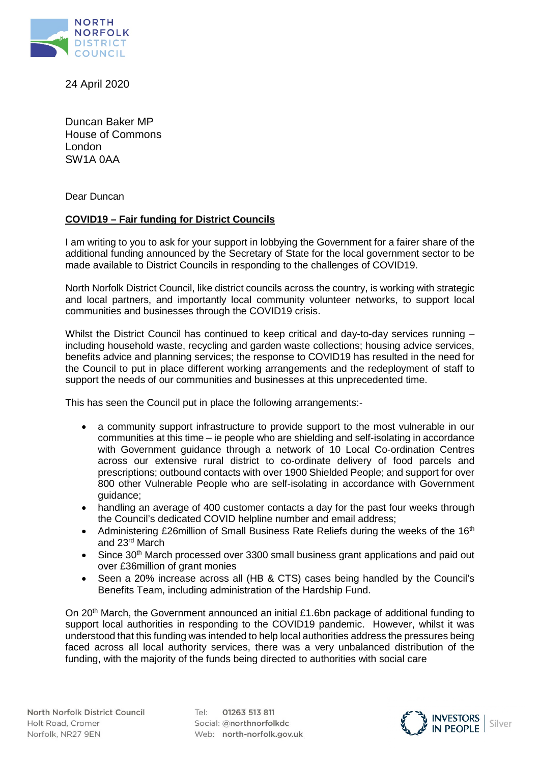24 April 2020

Duncan Baker MP
House of Commons
London
SW1A 0AA

Dear Duncan

**COVID19 – Fair funding for District Councils**

I am writing to you to ask for your support in lobbying the Government for a fairer share of the additional funding announced by the Secretary of State for the local government sector to be made available to District Councils in responding to the challenges of COVID19.

North Norfolk District Council, like district councils across the country, is working with strategic and local partners, and importantly local community volunteer networks, to support local communities and businesses through the COVID19 crisis.

Whilst the District Council has continued to keep critical and day-to-day services running – including household waste, recycling and garden waste collections; housing advice services, benefits advice and planning services; the response to COVID19 has resulted in the need for the Council to put in place different working arrangements and the redeployment of staff to support the needs of our communities and businesses at this unprecedented time.

This has seen the Council put in place the following arrangements:-

- a community support infrastructure to provide support to the most vulnerable in our communities at this time – ie people who are shielding and self-isolating in accordance with Government guidance through a network of 10 Local Co-ordination Centres across our extensive rural district to co-ordinate delivery of food parcels and prescriptions; outbound contacts with over 1900 Shielded People; and support for over 800 other Vulnerable People who are self-isolating in accordance with Government guidance;
- handling an average of 400 customer contacts a day for the past four weeks through the Council's dedicated COVID helpline number and email address;
- Administering £26million of Small Business Rate Reliefs during the weeks of the 16th and 23rd March
- Since 30th March processed over 3300 small business grant applications and paid out over £36million of grant monies
- Seen a 20% increase across all (HB & CTS) cases being handled by the Council's Benefits Team, including administration of the Hardship Fund.

On 20th March, the Government announced an initial £1.6bn package of additional funding to support local authorities in responding to the COVID19 pandemic. However, whilst it was understood that this funding was intended to help local authorities address the pressures being faced across all local authority services, there was a very unbalanced distribution of the funding, with the majority of the funds being directed to authorities with social care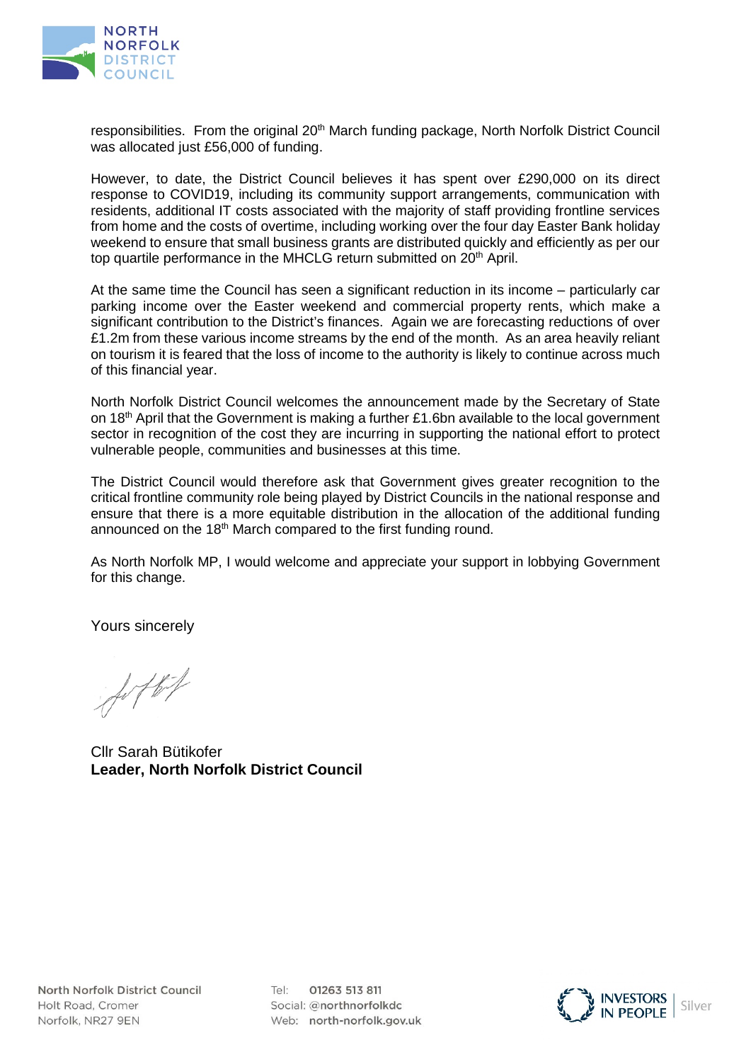responsibilities. From the original 20th March funding package, North Norfolk District Council was allocated just £56,000 of funding.

However, to date, the District Council believes it has spent over £290,000 on its direct response to COVID19, including its community support arrangements, communication with residents, additional IT costs associated with the majority of staff providing frontline services from home and the costs of overtime, including working over the four day Easter Bank holiday weekend to ensure that small business grants are distributed quickly and efficiently as per our top quartile performance in the MHCLG return submitted on 20th April.

At the same time the Council has seen a significant reduction in its income – particularly car parking income over the Easter weekend and commercial property rents, which make a significant contribution to the District's finances. Again we are forecasting reductions of over £1.2m from these various income streams by the end of the month. As an area heavily reliant on tourism it is feared that the loss of income to the authority is likely to continue across much of this financial year.

North Norfolk District Council welcomes the announcement made by the Secretary of State on 18th April that the Government is making a further £1.6bn available to the local government sector in recognition of the cost they are incurring in supporting the national effort to protect vulnerable people, communities and businesses at this time.

The District Council would therefore ask that Government gives greater recognition to the critical frontline community role being played by District Councils in the national response and ensure that there is a more equitable distribution in the allocation of the additional funding announced on the 18th March compared to the first funding round.

As North Norfolk MP, I would welcome and appreciate your support in lobbying Government for this change.

Yours sincerely

Cllr Sarah Bütikofer
**Leader, North Norfolk District Council**

North Norfolk District Council
Holt Road, Cromer
Norfolk, NR27 9EN

Tel: 01263 513 811
Social: @northnorfolkdc
Web: north-norfolk.gov.uk

INVESTORS IN PEOPLE | Silver